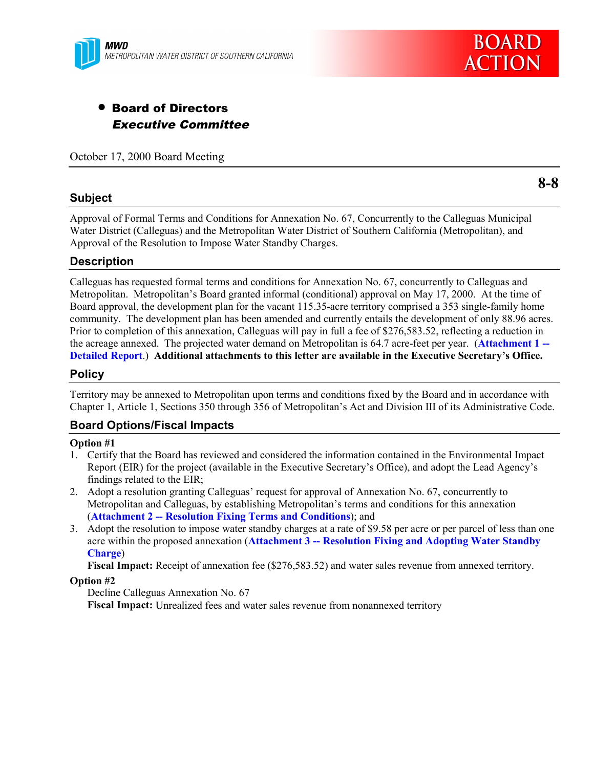**MWD**
*METROPOLITAN WATER DISTRICT OF SOUTHERN CALIFORNIA*

**BOARD ACTION**

- **Board of Directors**
  ***Executive Committee***

October 17, 2000 Board Meeting

**8-8**

## Subject

Approval of Formal Terms and Conditions for Annexation No. 67, Concurrently to the Calleguas Municipal Water District (Calleguas) and the Metropolitan Water District of Southern California (Metropolitan), and Approval of the Resolution to Impose Water Standby Charges.

## Description

Calleguas has requested formal terms and conditions for Annexation No. 67, concurrently to Calleguas and Metropolitan. Metropolitan's Board granted informal (conditional) approval on May 17, 2000. At the time of Board approval, the development plan for the vacant 115.35-acre territory comprised a 353 single-family home community. The development plan has been amended and currently entails the development of only 88.96 acres. Prior to completion of this annexation, Calleguas will pay in full a fee of $276,583.52, reflecting a reduction in the acreage annexed. The projected water demand on Metropolitan is 64.7 acre-feet per year. (**Attachment 1 -- Detailed Report**.) **Additional attachments to this letter are available in the Executive Secretary's Office.**

## Policy

Territory may be annexed to Metropolitan upon terms and conditions fixed by the Board and in accordance with Chapter 1, Article 1, Sections 350 through 356 of Metropolitan's Act and Division III of its Administrative Code.

## Board Options/Fiscal Impacts

**Option #1**

1. Certify that the Board has reviewed and considered the information contained in the Environmental Impact Report (EIR) for the project (available in the Executive Secretary's Office), and adopt the Lead Agency's findings related to the EIR;
2. Adopt a resolution granting Calleguas' request for approval of Annexation No. 67, concurrently to Metropolitan and Calleguas, by establishing Metropolitan's terms and conditions for this annexation (**Attachment 2 -- Resolution Fixing Terms and Conditions**); and
3. Adopt the resolution to impose water standby charges at a rate of $9.58 per acre or per parcel of less than one acre within the proposed annexation (**Attachment 3 -- Resolution Fixing and Adopting Water Standby Charge**)

   **Fiscal Impact:** Receipt of annexation fee ($276,583.52) and water sales revenue from annexed territory.

**Option #2**

Decline Calleguas Annexation No. 67

**Fiscal Impact:** Unrealized fees and water sales revenue from nonannexed territory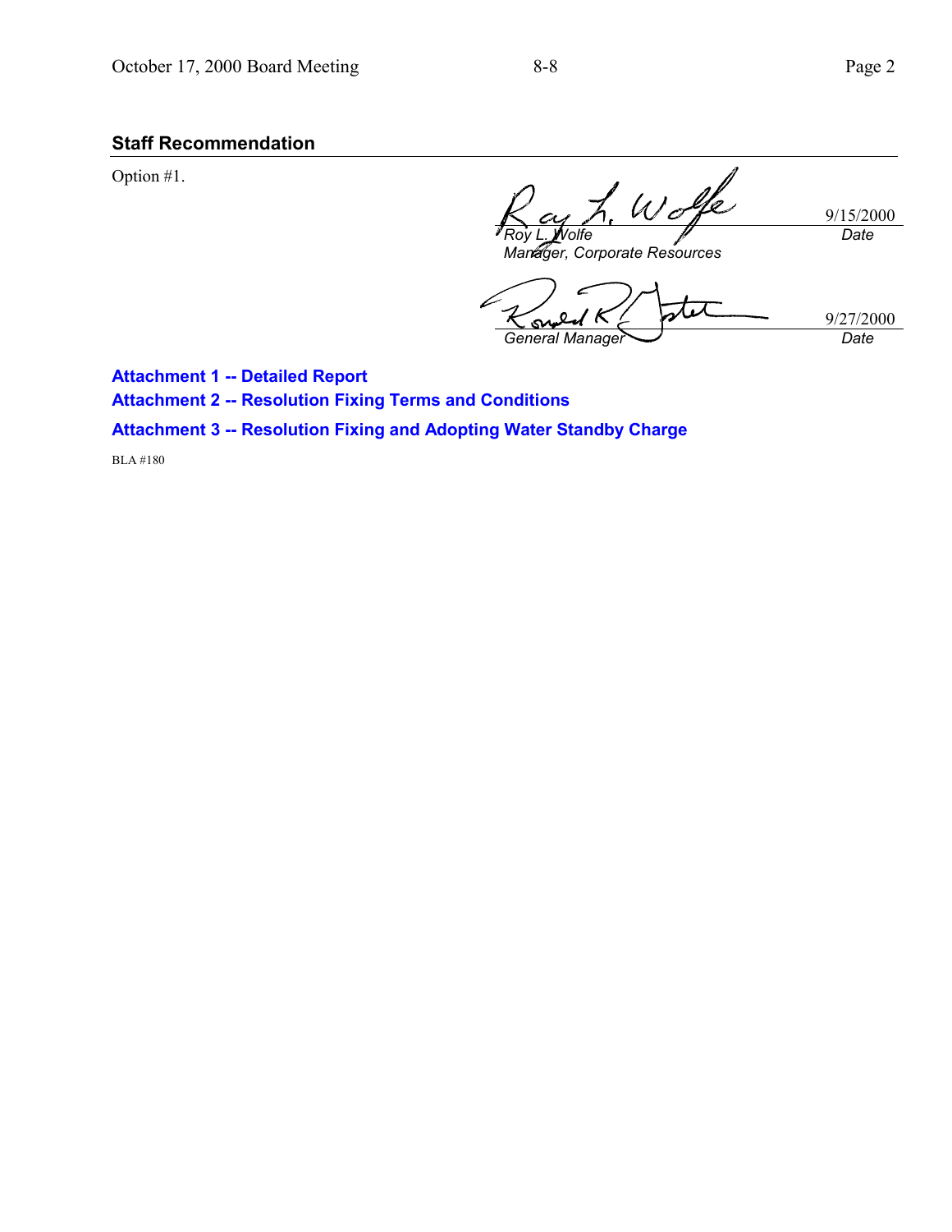## Staff Recommendation

Option #1.

| | |
|---|---|
| *Roy L. Wolfe* | 9/15/2000 |
| *Manager, Corporate Resources* | *Date* |

| | |
|---|---|
| *General Manager* | 9/27/2000 |
| | *Date* |

**Attachment 1 -- Detailed Report**

**Attachment 2 -- Resolution Fixing Terms and Conditions**

**Attachment 3 -- Resolution Fixing and Adopting Water Standby Charge**

BLA #180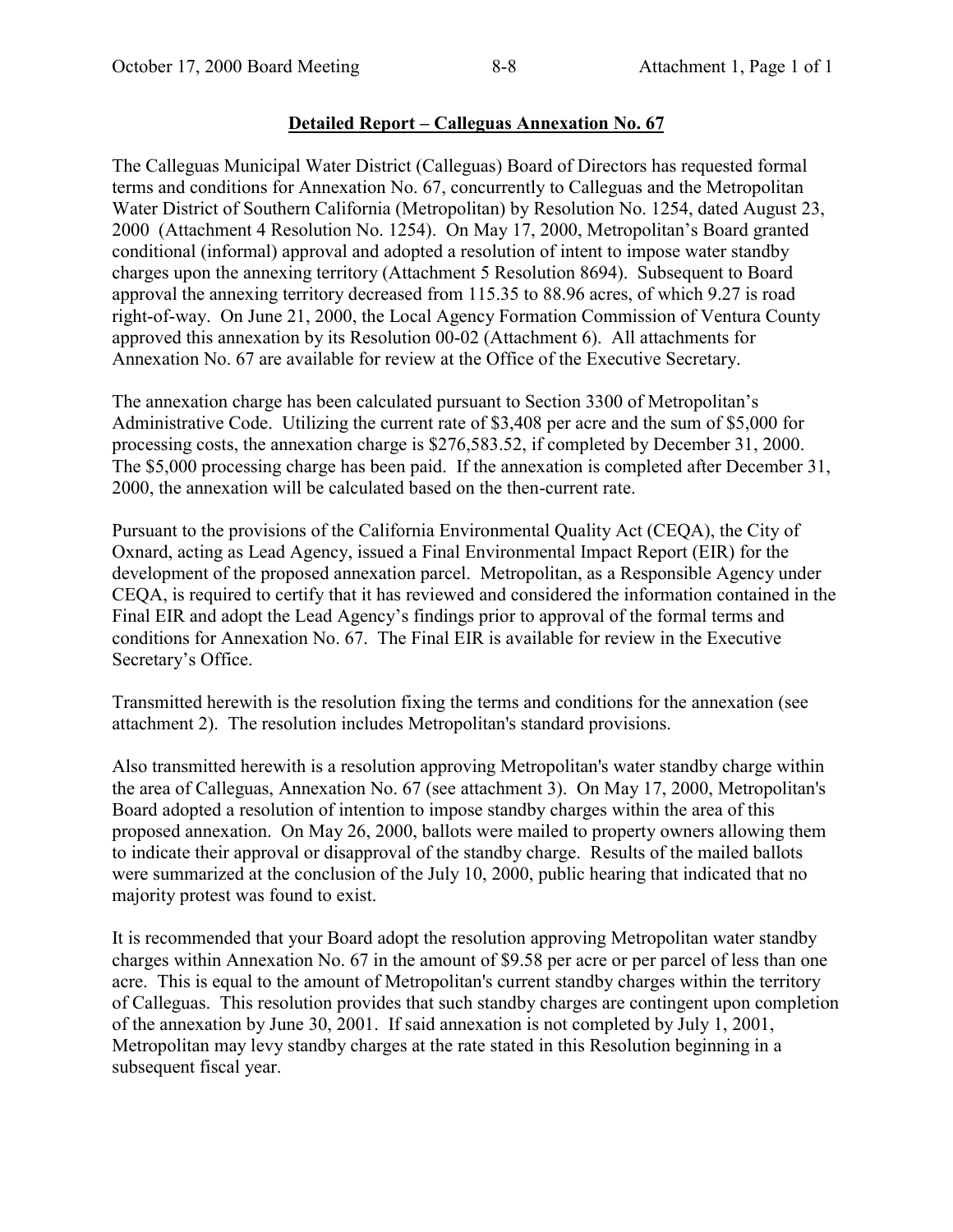## Detailed Report – Calleguas Annexation No. 67

The Calleguas Municipal Water District (Calleguas) Board of Directors has requested formal terms and conditions for Annexation No. 67, concurrently to Calleguas and the Metropolitan Water District of Southern California (Metropolitan) by Resolution No. 1254, dated August 23, 2000 (Attachment 4 Resolution No. 1254). On May 17, 2000, Metropolitan's Board granted conditional (informal) approval and adopted a resolution of intent to impose water standby charges upon the annexing territory (Attachment 5 Resolution 8694). Subsequent to Board approval the annexing territory decreased from 115.35 to 88.96 acres, of which 9.27 is road right-of-way. On June 21, 2000, the Local Agency Formation Commission of Ventura County approved this annexation by its Resolution 00-02 (Attachment 6). All attachments for Annexation No. 67 are available for review at the Office of the Executive Secretary.

The annexation charge has been calculated pursuant to Section 3300 of Metropolitan's Administrative Code. Utilizing the current rate of $3,408 per acre and the sum of $5,000 for processing costs, the annexation charge is $276,583.52, if completed by December 31, 2000. The $5,000 processing charge has been paid. If the annexation is completed after December 31, 2000, the annexation will be calculated based on the then-current rate.

Pursuant to the provisions of the California Environmental Quality Act (CEQA), the City of Oxnard, acting as Lead Agency, issued a Final Environmental Impact Report (EIR) for the development of the proposed annexation parcel. Metropolitan, as a Responsible Agency under CEQA, is required to certify that it has reviewed and considered the information contained in the Final EIR and adopt the Lead Agency's findings prior to approval of the formal terms and conditions for Annexation No. 67. The Final EIR is available for review in the Executive Secretary's Office.

Transmitted herewith is the resolution fixing the terms and conditions for the annexation (see attachment 2). The resolution includes Metropolitan's standard provisions.

Also transmitted herewith is a resolution approving Metropolitan's water standby charge within the area of Calleguas, Annexation No. 67 (see attachment 3). On May 17, 2000, Metropolitan's Board adopted a resolution of intention to impose standby charges within the area of this proposed annexation. On May 26, 2000, ballots were mailed to property owners allowing them to indicate their approval or disapproval of the standby charge. Results of the mailed ballots were summarized at the conclusion of the July 10, 2000, public hearing that indicated that no majority protest was found to exist.

It is recommended that your Board adopt the resolution approving Metropolitan water standby charges within Annexation No. 67 in the amount of $9.58 per acre or per parcel of less than one acre. This is equal to the amount of Metropolitan's current standby charges within the territory of Calleguas. This resolution provides that such standby charges are contingent upon completion of the annexation by June 30, 2001. If said annexation is not completed by July 1, 2001, Metropolitan may levy standby charges at the rate stated in this Resolution beginning in a subsequent fiscal year.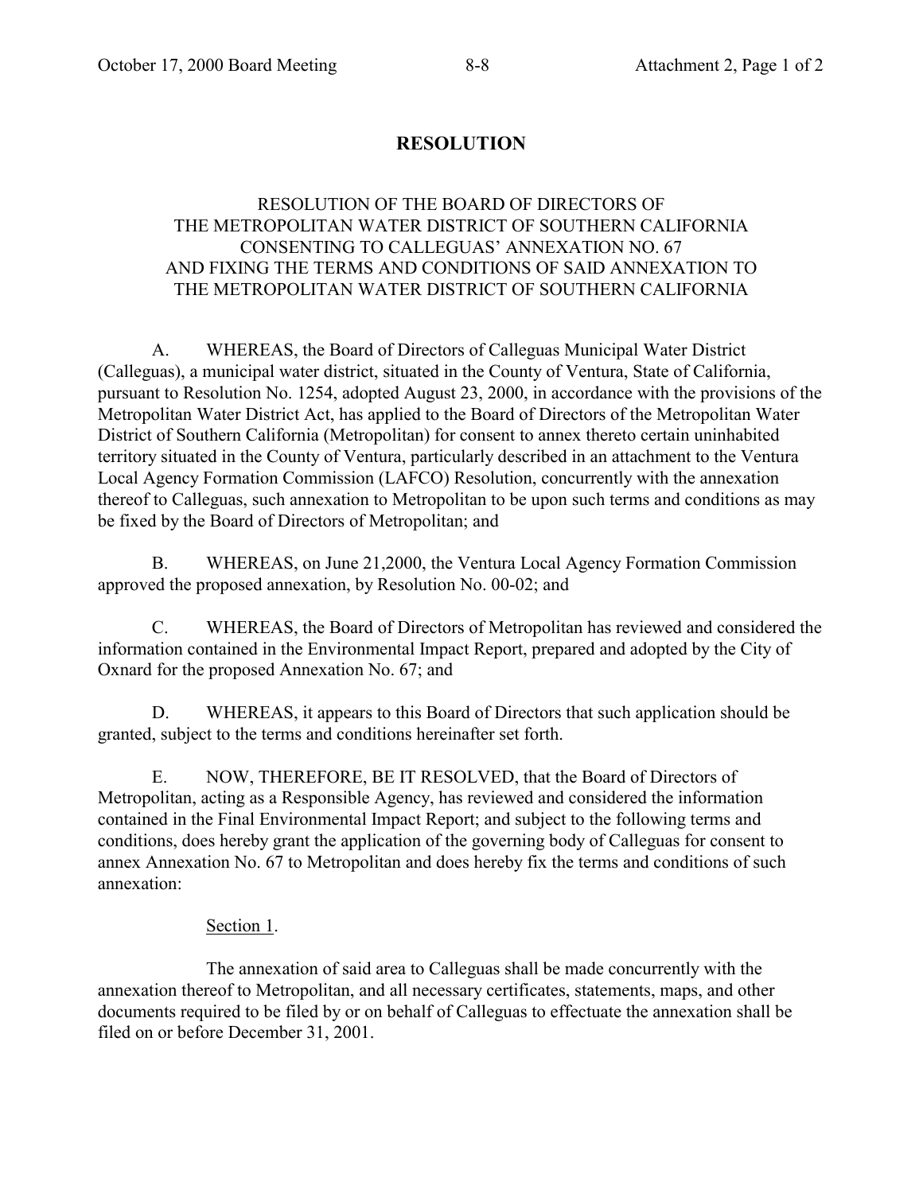# RESOLUTION

RESOLUTION OF THE BOARD OF DIRECTORS OF
THE METROPOLITAN WATER DISTRICT OF SOUTHERN CALIFORNIA
CONSENTING TO CALLEGUAS' ANNEXATION NO. 67
AND FIXING THE TERMS AND CONDITIONS OF SAID ANNEXATION TO
THE METROPOLITAN WATER DISTRICT OF SOUTHERN CALIFORNIA

A. WHEREAS, the Board of Directors of Calleguas Municipal Water District (Calleguas), a municipal water district, situated in the County of Ventura, State of California, pursuant to Resolution No. 1254, adopted August 23, 2000, in accordance with the provisions of the Metropolitan Water District Act, has applied to the Board of Directors of the Metropolitan Water District of Southern California (Metropolitan) for consent to annex thereto certain uninhabited territory situated in the County of Ventura, particularly described in an attachment to the Ventura Local Agency Formation Commission (LAFCO) Resolution, concurrently with the annexation thereof to Calleguas, such annexation to Metropolitan to be upon such terms and conditions as may be fixed by the Board of Directors of Metropolitan; and

B. WHEREAS, on June 21,2000, the Ventura Local Agency Formation Commission approved the proposed annexation, by Resolution No. 00-02; and

C. WHEREAS, the Board of Directors of Metropolitan has reviewed and considered the information contained in the Environmental Impact Report, prepared and adopted by the City of Oxnard for the proposed Annexation No. 67; and

D. WHEREAS, it appears to this Board of Directors that such application should be granted, subject to the terms and conditions hereinafter set forth.

E. NOW, THEREFORE, BE IT RESOLVED, that the Board of Directors of Metropolitan, acting as a Responsible Agency, has reviewed and considered the information contained in the Final Environmental Impact Report; and subject to the following terms and conditions, does hereby grant the application of the governing body of Calleguas for consent to annex Annexation No. 67 to Metropolitan and does hereby fix the terms and conditions of such annexation:

Section 1.

The annexation of said area to Calleguas shall be made concurrently with the annexation thereof to Metropolitan, and all necessary certificates, statements, maps, and other documents required to be filed by or on behalf of Calleguas to effectuate the annexation shall be filed on or before December 31, 2001.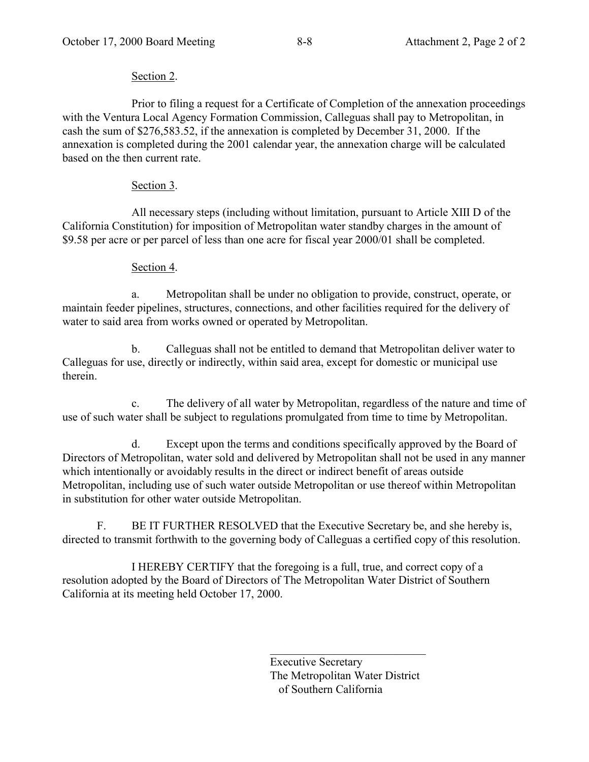Section 2.

Prior to filing a request for a Certificate of Completion of the annexation proceedings with the Ventura Local Agency Formation Commission, Calleguas shall pay to Metropolitan, in cash the sum of $276,583.52, if the annexation is completed by December 31, 2000. If the annexation is completed during the 2001 calendar year, the annexation charge will be calculated based on the then current rate.

Section 3.

All necessary steps (including without limitation, pursuant to Article XIII D of the California Constitution) for imposition of Metropolitan water standby charges in the amount of $9.58 per acre or per parcel of less than one acre for fiscal year 2000/01 shall be completed.

Section 4.

a. Metropolitan shall be under no obligation to provide, construct, operate, or maintain feeder pipelines, structures, connections, and other facilities required for the delivery of water to said area from works owned or operated by Metropolitan.

b. Calleguas shall not be entitled to demand that Metropolitan deliver water to Calleguas for use, directly or indirectly, within said area, except for domestic or municipal use therein.

c. The delivery of all water by Metropolitan, regardless of the nature and time of use of such water shall be subject to regulations promulgated from time to time by Metropolitan.

d. Except upon the terms and conditions specifically approved by the Board of Directors of Metropolitan, water sold and delivered by Metropolitan shall not be used in any manner which intentionally or avoidably results in the direct or indirect benefit of areas outside Metropolitan, including use of such water outside Metropolitan or use thereof within Metropolitan in substitution for other water outside Metropolitan.

F. BE IT FURTHER RESOLVED that the Executive Secretary be, and she hereby is, directed to transmit forthwith to the governing body of Calleguas a certified copy of this resolution.

I HEREBY CERTIFY that the foregoing is a full, true, and correct copy of a resolution adopted by the Board of Directors of The Metropolitan Water District of Southern California at its meeting held October 17, 2000.

Executive Secretary
The Metropolitan Water District of Southern California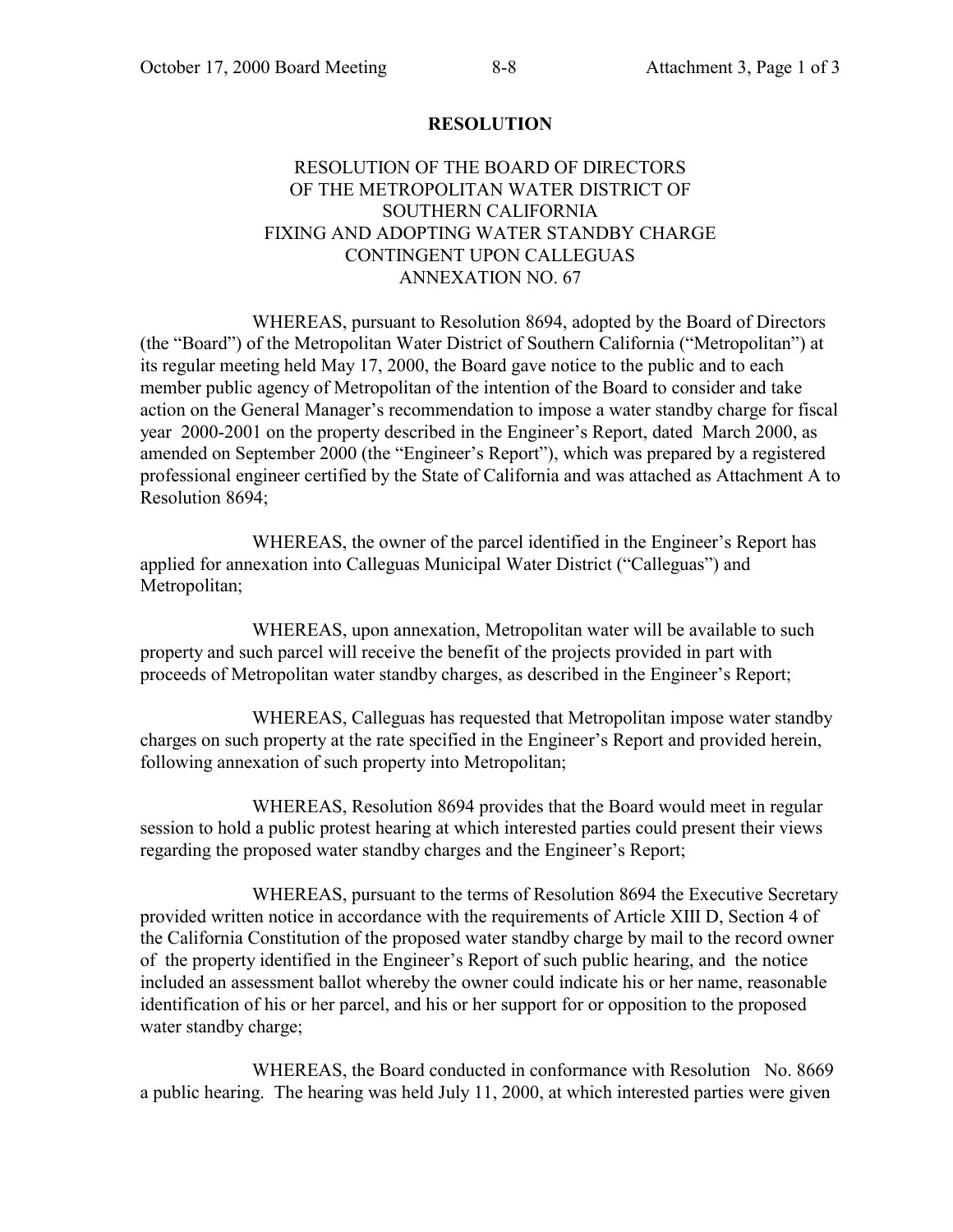# RESOLUTION

RESOLUTION OF THE BOARD OF DIRECTORS
OF THE METROPOLITAN WATER DISTRICT OF
SOUTHERN CALIFORNIA
FIXING AND ADOPTING WATER STANDBY CHARGE
CONTINGENT UPON CALLEGUAS
ANNEXATION NO. 67

WHEREAS, pursuant to Resolution 8694, adopted by the Board of Directors (the "Board") of the Metropolitan Water District of Southern California ("Metropolitan") at its regular meeting held May 17, 2000, the Board gave notice to the public and to each member public agency of Metropolitan of the intention of the Board to consider and take action on the General Manager's recommendation to impose a water standby charge for fiscal year 2000-2001 on the property described in the Engineer's Report, dated March 2000, as amended on September 2000 (the "Engineer's Report"), which was prepared by a registered professional engineer certified by the State of California and was attached as Attachment A to Resolution 8694;

WHEREAS, the owner of the parcel identified in the Engineer's Report has applied for annexation into Calleguas Municipal Water District ("Calleguas") and Metropolitan;

WHEREAS, upon annexation, Metropolitan water will be available to such property and such parcel will receive the benefit of the projects provided in part with proceeds of Metropolitan water standby charges, as described in the Engineer's Report;

WHEREAS, Calleguas has requested that Metropolitan impose water standby charges on such property at the rate specified in the Engineer's Report and provided herein, following annexation of such property into Metropolitan;

WHEREAS, Resolution 8694 provides that the Board would meet in regular session to hold a public protest hearing at which interested parties could present their views regarding the proposed water standby charges and the Engineer's Report;

WHEREAS, pursuant to the terms of Resolution 8694 the Executive Secretary provided written notice in accordance with the requirements of Article XIII D, Section 4 of the California Constitution of the proposed water standby charge by mail to the record owner of the property identified in the Engineer's Report of such public hearing, and the notice included an assessment ballot whereby the owner could indicate his or her name, reasonable identification of his or her parcel, and his or her support for or opposition to the proposed water standby charge;

WHEREAS, the Board conducted in conformance with Resolution No. 8669 a public hearing. The hearing was held July 11, 2000, at which interested parties were given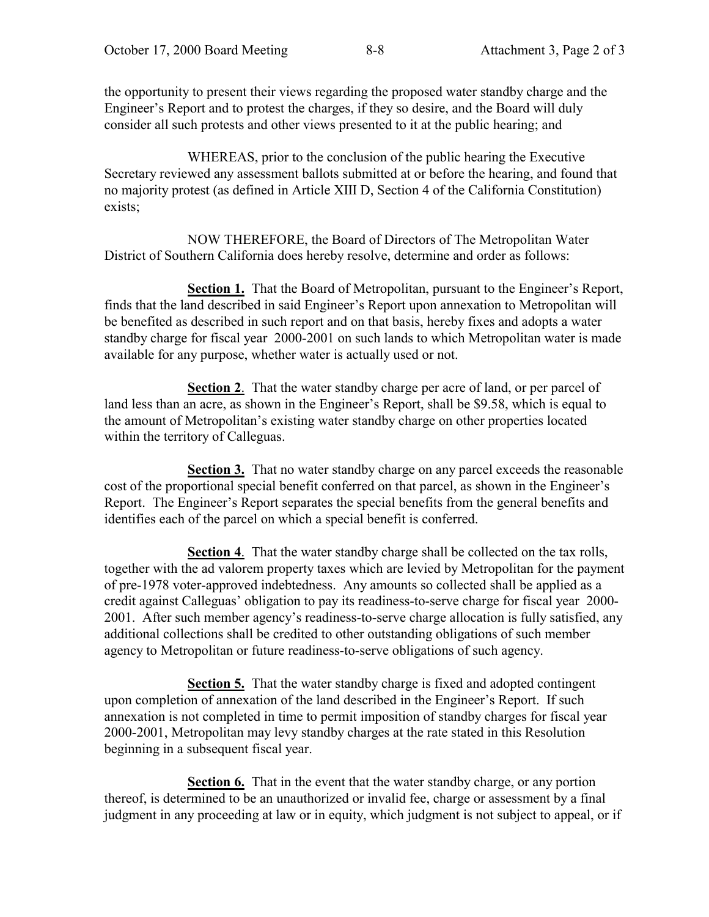the opportunity to present their views regarding the proposed water standby charge and the Engineer's Report and to protest the charges, if they so desire, and the Board will duly consider all such protests and other views presented to it at the public hearing; and

WHEREAS, prior to the conclusion of the public hearing the Executive Secretary reviewed any assessment ballots submitted at or before the hearing, and found that no majority protest (as defined in Article XIII D, Section 4 of the California Constitution) exists;

NOW THEREFORE, the Board of Directors of The Metropolitan Water District of Southern California does hereby resolve, determine and order as follows:

**Section 1.** That the Board of Metropolitan, pursuant to the Engineer's Report, finds that the land described in said Engineer's Report upon annexation to Metropolitan will be benefited as described in such report and on that basis, hereby fixes and adopts a water standby charge for fiscal year 2000-2001 on such lands to which Metropolitan water is made available for any purpose, whether water is actually used or not.

**Section 2**. That the water standby charge per acre of land, or per parcel of land less than an acre, as shown in the Engineer's Report, shall be $9.58, which is equal to the amount of Metropolitan's existing water standby charge on other properties located within the territory of Calleguas.

**Section 3.** That no water standby charge on any parcel exceeds the reasonable cost of the proportional special benefit conferred on that parcel, as shown in the Engineer's Report. The Engineer's Report separates the special benefits from the general benefits and identifies each of the parcel on which a special benefit is conferred.

**Section 4**. That the water standby charge shall be collected on the tax rolls, together with the ad valorem property taxes which are levied by Metropolitan for the payment of pre-1978 voter-approved indebtedness. Any amounts so collected shall be applied as a credit against Calleguas' obligation to pay its readiness-to-serve charge for fiscal year 2000-2001. After such member agency's readiness-to-serve charge allocation is fully satisfied, any additional collections shall be credited to other outstanding obligations of such member agency to Metropolitan or future readiness-to-serve obligations of such agency.

**Section 5.** That the water standby charge is fixed and adopted contingent upon completion of annexation of the land described in the Engineer's Report. If such annexation is not completed in time to permit imposition of standby charges for fiscal year 2000-2001, Metropolitan may levy standby charges at the rate stated in this Resolution beginning in a subsequent fiscal year.

**Section 6.** That in the event that the water standby charge, or any portion thereof, is determined to be an unauthorized or invalid fee, charge or assessment by a final judgment in any proceeding at law or in equity, which judgment is not subject to appeal, or if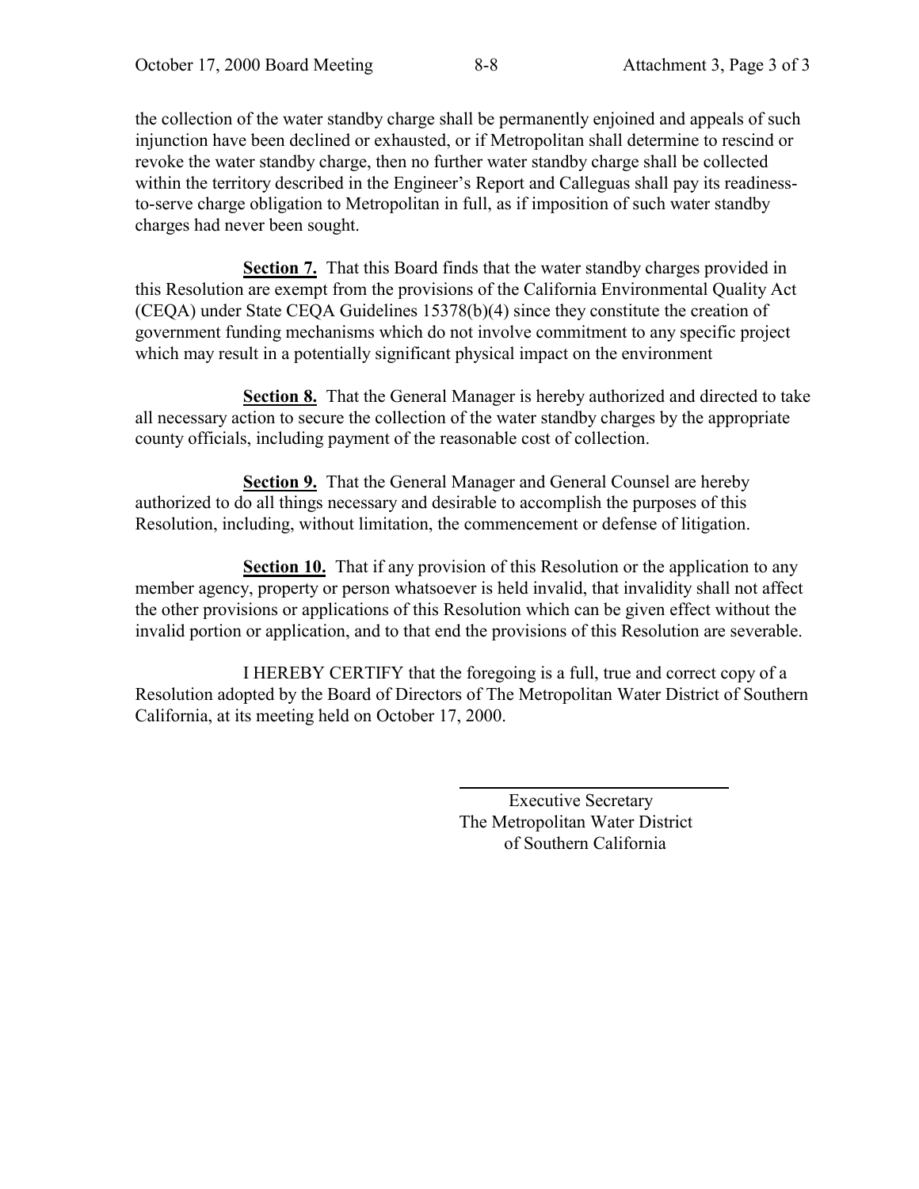the collection of the water standby charge shall be permanently enjoined and appeals of such injunction have been declined or exhausted, or if Metropolitan shall determine to rescind or revoke the water standby charge, then no further water standby charge shall be collected within the territory described in the Engineer's Report and Calleguas shall pay its readiness-to-serve charge obligation to Metropolitan in full, as if imposition of such water standby charges had never been sought.

**Section 7.** That this Board finds that the water standby charges provided in this Resolution are exempt from the provisions of the California Environmental Quality Act (CEQA) under State CEQA Guidelines 15378(b)(4) since they constitute the creation of government funding mechanisms which do not involve commitment to any specific project which may result in a potentially significant physical impact on the environment

**Section 8.** That the General Manager is hereby authorized and directed to take all necessary action to secure the collection of the water standby charges by the appropriate county officials, including payment of the reasonable cost of collection.

**Section 9.** That the General Manager and General Counsel are hereby authorized to do all things necessary and desirable to accomplish the purposes of this Resolution, including, without limitation, the commencement or defense of litigation.

**Section 10.** That if any provision of this Resolution or the application to any member agency, property or person whatsoever is held invalid, that invalidity shall not affect the other provisions or applications of this Resolution which can be given effect without the invalid portion or application, and to that end the provisions of this Resolution are severable.

I HEREBY CERTIFY that the foregoing is a full, true and correct copy of a Resolution adopted by the Board of Directors of The Metropolitan Water District of Southern California, at its meeting held on October 17, 2000.

Executive Secretary
The Metropolitan Water District
of Southern California